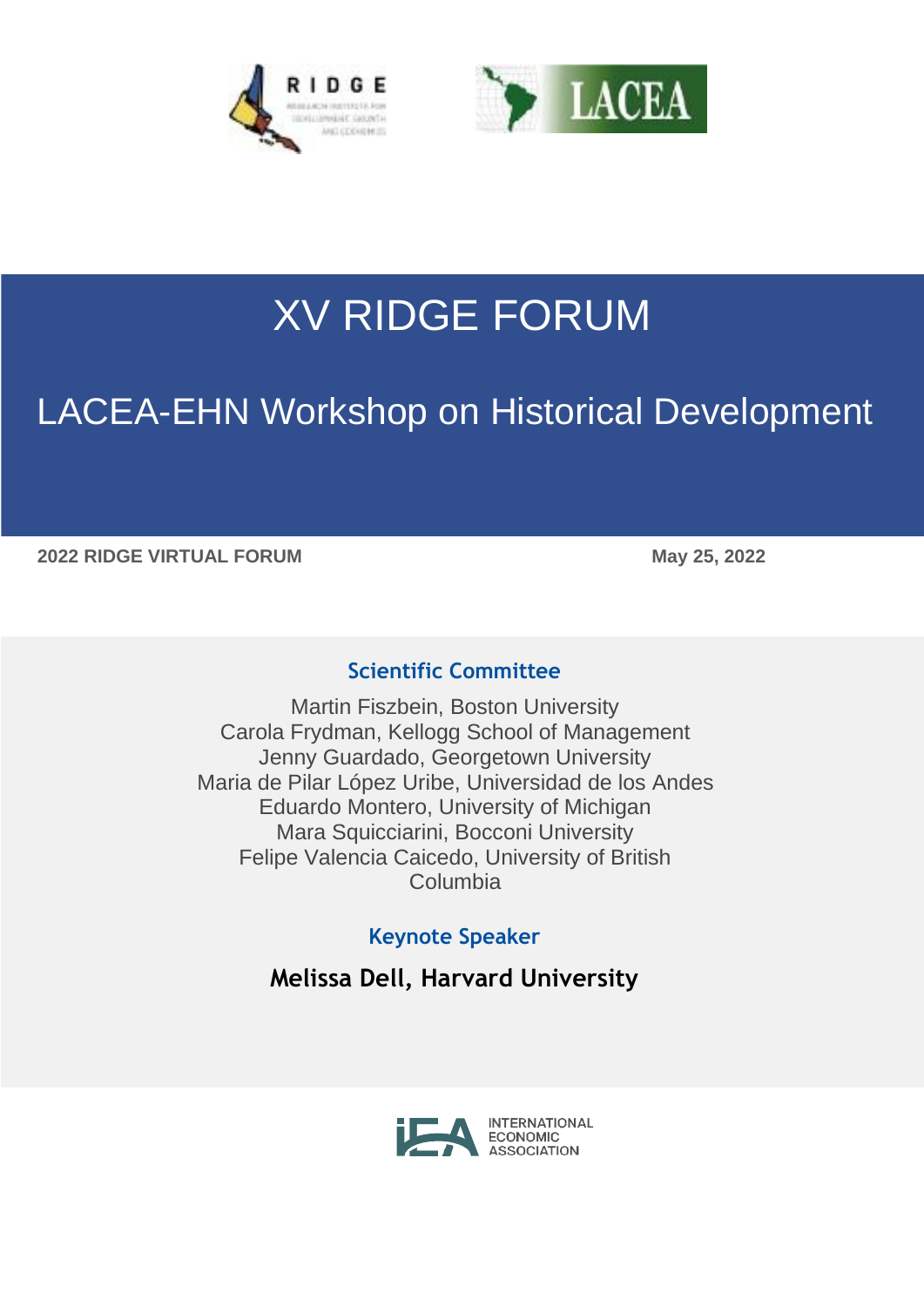# XV RIDGE FORUM

## LACEA-EHN Workshop on Historical Development

**2022 RIDGE VIRTUAL FORUM** **May 25, 2022**

### Scientific Committee

Martin Fiszbein, Boston University
Carola Frydman, Kellogg School of Management
Jenny Guardado, Georgetown University
Maria de Pilar López Uribe, Universidad de los Andes
Eduardo Montero, University of Michigan
Mara Squicciarini, Bocconi University
Felipe Valencia Caicedo, University of British Columbia

### Keynote Speaker

**Melissa Dell, Harvard University**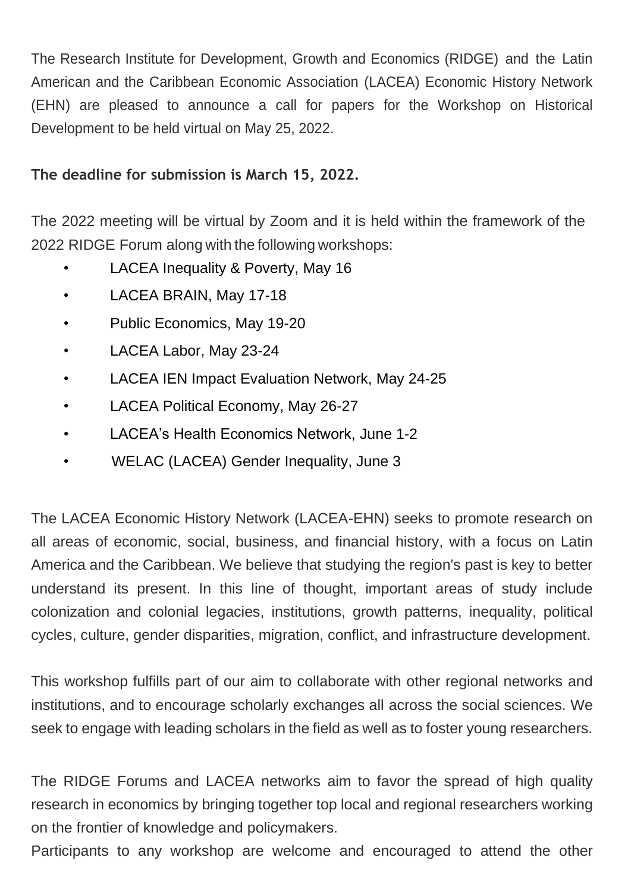The Research Institute for Development, Growth and Economics (RIDGE) and the Latin American and the Caribbean Economic Association (LACEA) Economic History Network (EHN) are pleased to announce a call for papers for the Workshop on Historical Development to be held virtual on May 25, 2022.

**The deadline for submission is March 15, 2022.**

The 2022 meeting will be virtual by Zoom and it is held within the framework of the 2022 RIDGE Forum along with the following workshops:

- LACEA Inequality & Poverty, May 16
- LACEA BRAIN, May 17-18
- Public Economics, May 19-20
- LACEA Labor, May 23-24
- LACEA IEN Impact Evaluation Network, May 24-25
- LACEA Political Economy, May 26-27
- LACEA's Health Economics Network, June 1-2
- WELAC (LACEA) Gender Inequality, June 3

The LACEA Economic History Network (LACEA-EHN) seeks to promote research on all areas of economic, social, business, and financial history, with a focus on Latin America and the Caribbean. We believe that studying the region's past is key to better understand its present. In this line of thought, important areas of study include colonization and colonial legacies, institutions, growth patterns, inequality, political cycles, culture, gender disparities, migration, conflict, and infrastructure development.

This workshop fulfills part of our aim to collaborate with other regional networks and institutions, and to encourage scholarly exchanges all across the social sciences. We seek to engage with leading scholars in the field as well as to foster young researchers.

The RIDGE Forums and LACEA networks aim to favor the spread of high quality research in economics by bringing together top local and regional researchers working on the frontier of knowledge and policymakers.
Participants to any workshop are welcome and encouraged to attend the other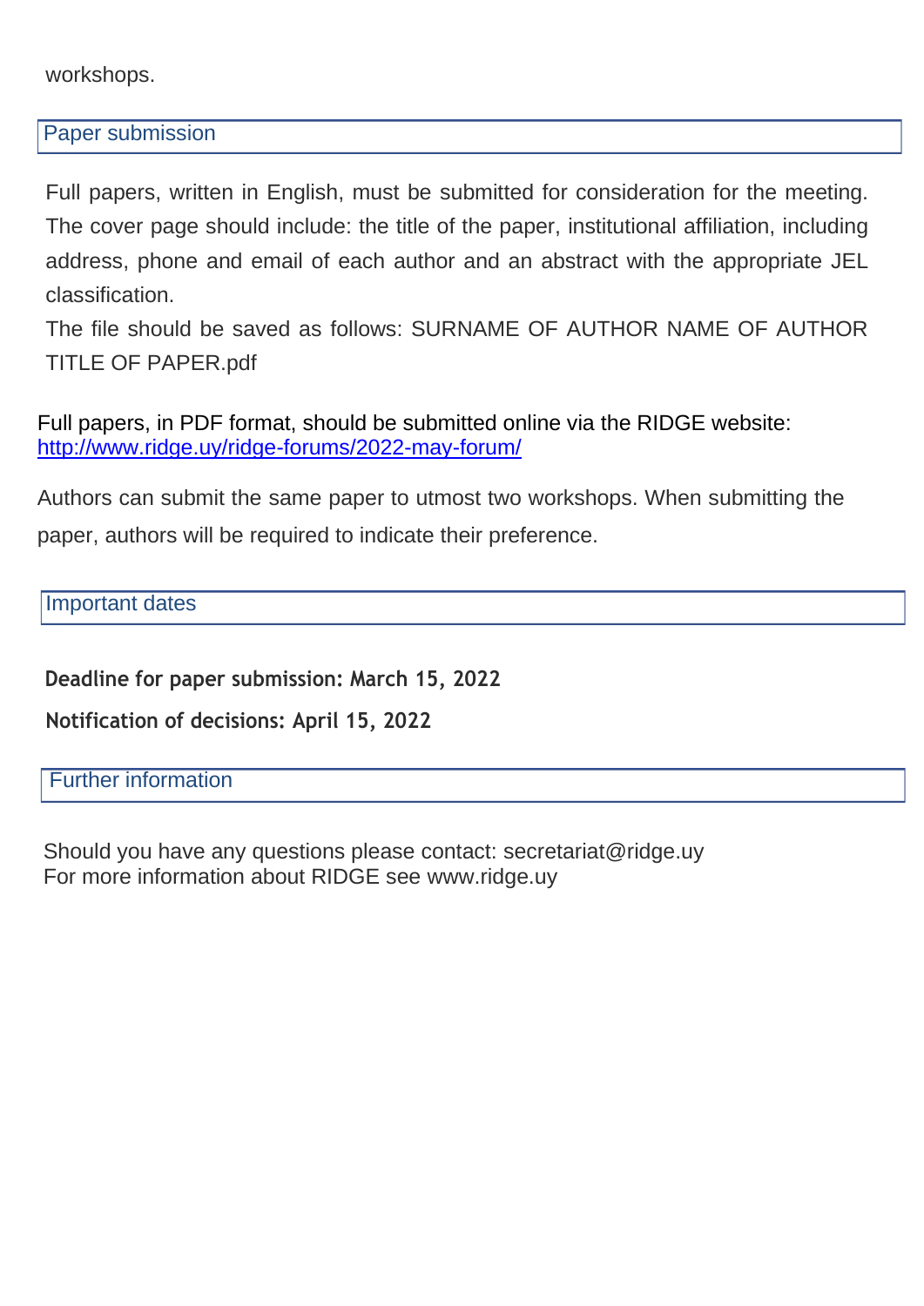workshops.

## Paper submission

Full papers, written in English, must be submitted for consideration for the meeting. The cover page should include: the title of the paper, institutional affiliation, including address, phone and email of each author and an abstract with the appropriate JEL classification.

The file should be saved as follows: SURNAME OF AUTHOR NAME OF AUTHOR TITLE OF PAPER.pdf

Full papers, in PDF format, should be submitted online via the RIDGE website: http://www.ridge.uy/ridge-forums/2022-may-forum/

Authors can submit the same paper to utmost two workshops. When submitting the paper, authors will be required to indicate their preference.

## Important dates

**Deadline for paper submission: March 15, 2022**

**Notification of decisions: April 15, 2022**

## Further information

Should you have any questions please contact: secretariat@ridge.uy
For more information about RIDGE see www.ridge.uy